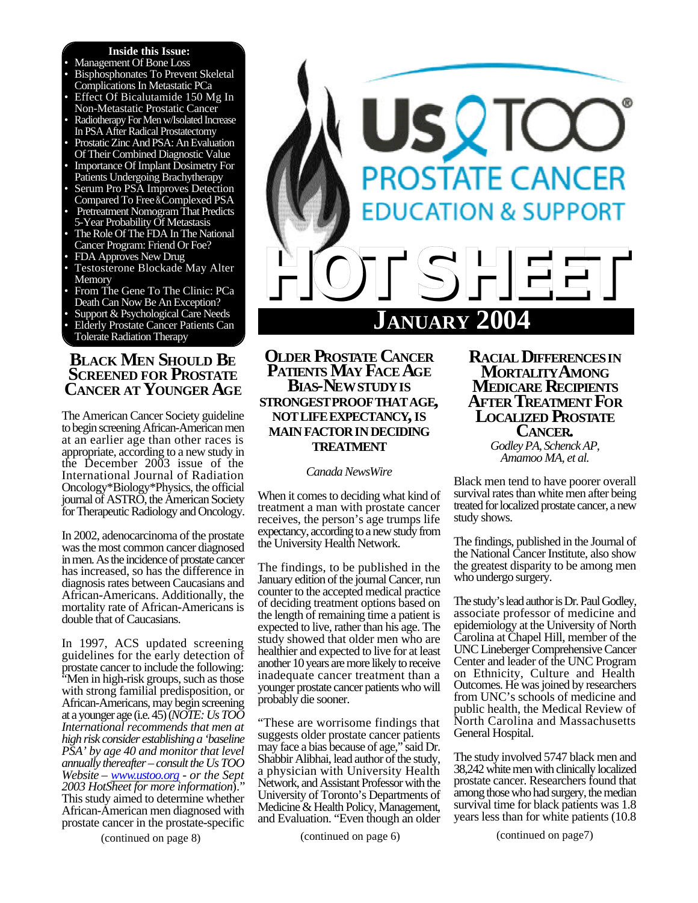# Us TOO PROSTATE CANCER EDUCATION & SUPPORT

# HOT SHEET

## JANUARY 2004

**Inside this Issue:**

- Management Of Bone Loss
- Bisphosphonates To Prevent Skeletal Complications In Metastatic PCa
- Effect Of Bicalutamide 150 Mg In Non-Metastatic Prostatic Cancer
- Radiotherapy For Men w/Isolated Increase In PSA After Radical Prostatectomy
- Prostatic Zinc And PSA: An Evaluation Of Their Combined Diagnostic Value
- Importance Of Implant Dosimetry For Patients Undergoing Brachytherapy
- Serum Pro PSA Improves Detection Compared To Free&Complexed PSA
- Pretreatment Nomogram That Predicts 5-Year Probability Of Metastasis
- The Role Of The FDA In The National Cancer Program: Friend Or Foe?
- FDA Approves New Drug
- Testosterone Blockade May Alter Memory
- From The Gene To The Clinic: PCa Death Can Now Be An Exception?
- Support & Psychological Care Needs
- Elderly Prostate Cancer Patients Can Tolerate Radiation Therapy

## BLACK MEN SHOULD BE SCREENED FOR PROSTATE CANCER AT YOUNGER AGE

The American Cancer Society guideline to begin screening African-American men at an earlier age than other races is appropriate, according to a new study in the December 2003 issue of the International Journal of Radiation Oncology\*Biology\*Physics, the official journal of ASTRO, the American Society for Therapeutic Radiology and Oncology.

In 2002, adenocarcinoma of the prostate was the most common cancer diagnosed in men. As the incidence of prostate cancer has increased, so has the difference in diagnosis rates between Caucasians and African-Americans. Additionally, the mortality rate of African-Americans is double that of Caucasians.

In 1997, ACS updated screening guidelines for the early detection of prostate cancer to include the following: "Men in high-risk groups, such as those with strong familial predisposition, or African-Americans, may begin screening at a younger age (i.e. 45) (*NOTE: Us TOO International recommends that men at high risk consider establishing a 'baseline PSA' by age 40 and monitor that level annually thereafter – consult the Us TOO Website – www.ustoo.org - or the Sept 2003 HotSheet for more information*)." This study aimed to determine whether African-American men diagnosed with prostate cancer in the prostate-specific

(continued on page 8)

## OLDER PROSTATE CANCER PATIENTS MAY FACE AGE BIAS-NEW STUDY IS STRONGEST PROOF THAT AGE, NOT LIFE EXPECTANCY, IS MAIN FACTOR IN DECIDING TREATMENT

*Canada NewsWire*

When it comes to deciding what kind of treatment a man with prostate cancer receives, the person's age trumps life expectancy, according to a new study from the University Health Network.

The findings, to be published in the January edition of the journal Cancer, run counter to the accepted medical practice of deciding treatment options based on the length of remaining time a patient is expected to live, rather than his age. The study showed that older men who are healthier and expected to live for at least another 10 years are more likely to receive inadequate cancer treatment than a younger prostate cancer patients who will probably die sooner.

"These are worrisome findings that suggests older prostate cancer patients may face a bias because of age," said Dr. Shabbir Alibhai, lead author of the study, a physician with University Health Network, and Assistant Professor with the University of Toronto's Departments of Medicine & Health Policy, Management, and Evaluation. "Even though an older

(continued on page 6)

## RACIAL DIFFERENCES IN MORTALITY AMONG MEDICARE RECIPIENTS AFTER TREATMENT FOR LOCALIZED PROSTATE CANCER.

*Godley PA, Schenck AP, Amamoo MA, et al.*

Black men tend to have poorer overall survival rates than white men after being treated for localized prostate cancer, a new study shows.

The findings, published in the Journal of the National Cancer Institute, also show the greatest disparity to be among men who undergo surgery.

The study's lead author is Dr. Paul Godley, associate professor of medicine and epidemiology at the University of North Carolina at Chapel Hill, member of the UNC Lineberger Comprehensive Cancer Center and leader of the UNC Program on Ethnicity, Culture and Health Outcomes. He was joined by researchers from UNC's schools of medicine and public health, the Medical Review of North Carolina and Massachusetts General Hospital.

The study involved 5747 black men and 38,242 white men with clinically localized prostate cancer. Researchers found that among those who had surgery, the median survival time for black patients was 1.8 years less than for white patients (10.8

(continued on page7)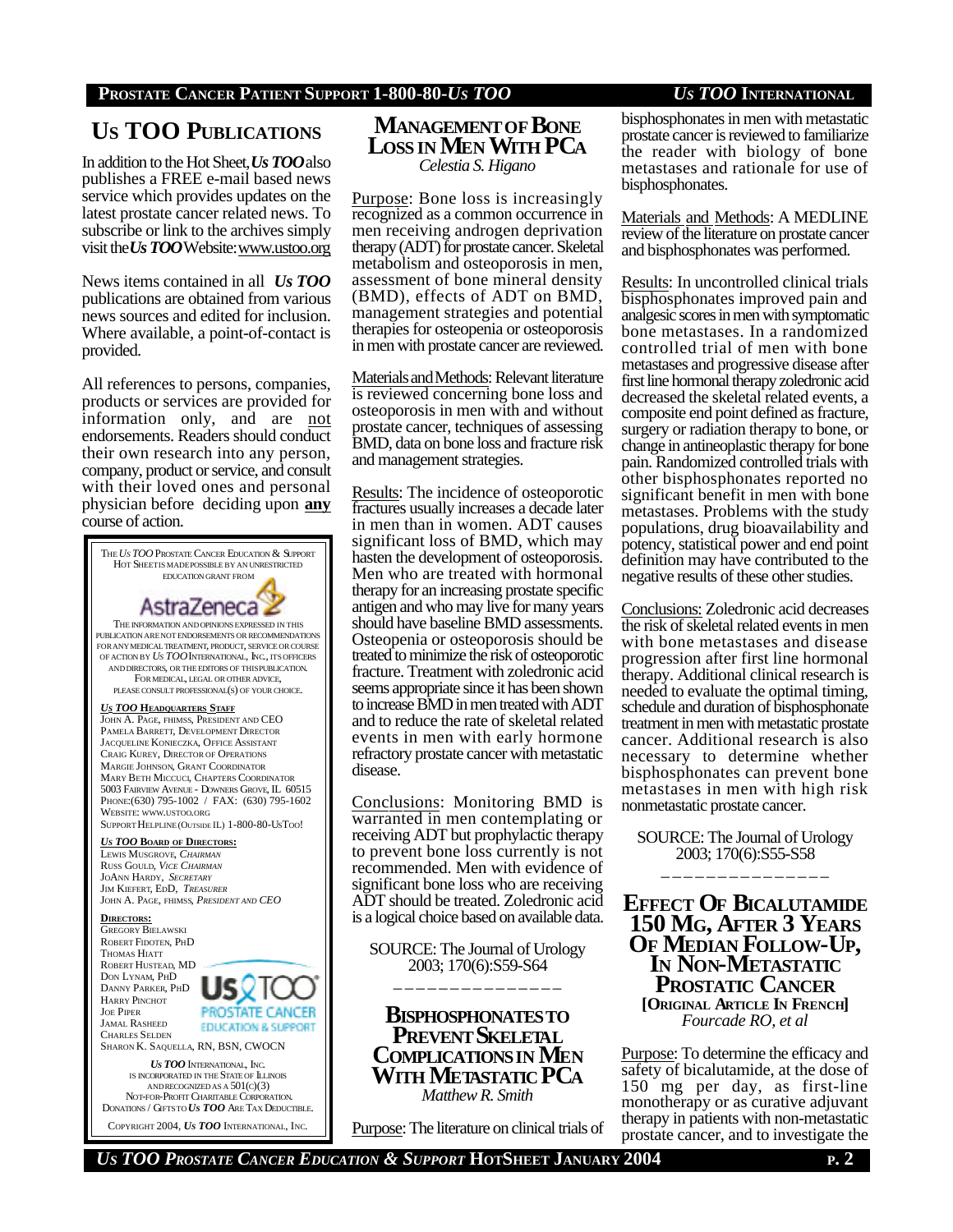## Us TOO Publications

In addition to the Hot Sheet, *Us TOO* also publishes a FREE e-mail based news service which provides updates on the latest prostate cancer related news. To subscribe or link to the archives simply visit the *Us TOO* Website: www.ustoo.org

News items contained in all *Us TOO* publications are obtained from various news sources and edited for inclusion. Where available, a point-of-contact is provided.

All references to persons, companies, products or services are provided for information only, and are not endorsements. Readers should conduct their own research into any person, company, product or service, and consult with their loved ones and personal physician before deciding upon **any** course of action.

THE *US TOO* PROSTATE CANCER EDUCATION & SUPPORT HOT SHEET IS MADE POSSIBLE BY AN UNRESTRICTED EDUCATION GRANT FROM

AstraZeneca

THE INFORMATION AND OPINIONS EXPRESSED IN THIS PUBLICATION ARE NOT ENDORSEMENTS OR RECOMMENDATIONS FOR ANY MEDICAL TREATMENT, PRODUCT, SERVICE OR COURSE OF ACTION BY *US TOO* INTERNATIONAL, INC., ITS OFFICERS AND DIRECTORS, OR THE EDITORS OF THIS PUBLICATION. FOR MEDICAL, LEGAL OR OTHER ADVICE, PLEASE CONSULT PROFESSIONAL(S) OF YOUR CHOICE.

**US TOO HEADQUARTERS STAFF**

JOHN A. PAGE, FHIMSS, PRESIDENT AND CEO
PAMELA BARRETT, DEVELOPMENT DIRECTOR
JACQUELINE KONIECZKA, OFFICE ASSISTANT
CRAIG KUREY, DIRECTOR OF OPERATIONS
MARGIE JOHNSON, GRANT COORDINATOR
MARY BETH MICCUCI, CHAPTERS COORDINATOR
5003 FAIRVIEW AVENUE - DOWNERS GROVE, IL 60515
PHONE:(630) 795-1002 / FAX: (630) 795-1602
WEBSITE: WWW.USTOO.ORG
SUPPORT HELPLINE (OUTSIDE IL) 1-800-80-USTOO!

**US TOO BOARD OF DIRECTORS:**

LEWIS MUSGROVE, *CHAIRMAN*
RUSS GOULD, *VICE CHAIRMAN*
JOANN HARDY, *SECRETARY*
JIM KIEFERT, EDD, *TREASURER*
JOHN A. PAGE, FHIMSS, *PRESIDENT AND CEO*

**DIRECTORS:**

GREGORY BIELAWSKI
ROBERT FIDOTEN, PHD
THOMAS HIATT
ROBERT HUSTEAD, MD
DON LYNAM, PHD
DANNY PARKER, PHD
HARRY PINCHOT
JOE PIPER
JAMAL RASHEED
CHARLES SELDEN
SHARON K. SAQUELLA, RN, BSN, CWOCN

Us TOO Prostate Cancer Education & Support

*US TOO* INTERNATIONAL, INC. IS INCORPORATED IN THE STATE OF ILLINOIS AND RECOGNIZED AS A 501(C)(3) NOT-FOR-PROFIT CHARITABLE CORPORATION. DONATIONS / GIFTS TO *US TOO* ARE TAX DEDUCTIBLE.

COPYRIGHT 2004, *US TOO* INTERNATIONAL, INC.

## Management of Bone Loss in Men With PCa

*Celestia S. Higano*

Purpose: Bone loss is increasingly recognized as a common occurrence in men receiving androgen deprivation therapy (ADT) for prostate cancer. Skeletal metabolism and osteoporosis in men, assessment of bone mineral density (BMD), effects of ADT on BMD, management strategies and potential therapies for osteopenia or osteoporosis in men with prostate cancer are reviewed.

Materials and Methods: Relevant literature is reviewed concerning bone loss and osteoporosis in men with and without prostate cancer, techniques of assessing BMD, data on bone loss and fracture risk and management strategies.

Results: The incidence of osteoporotic fractures usually increases a decade later in men than in women. ADT causes significant loss of BMD, which may hasten the development of osteoporosis. Men who are treated with hormonal therapy for an increasing prostate specific antigen and who may live for many years should have baseline BMD assessments. Osteopenia or osteoporosis should be treated to minimize the risk of osteoporotic fracture. Treatment with zoledronic acid seems appropriate since it has been shown to increase BMD in men treated with ADT and to reduce the rate of skeletal related events in men with early hormone refractory prostate cancer with metastatic disease.

Conclusions: Monitoring BMD is warranted in men contemplating or receiving ADT but prophylactic therapy to prevent bone loss currently is not recommended. Men with evidence of significant bone loss who are receiving ADT should be treated. Zoledronic acid is a logical choice based on available data.

SOURCE: The Journal of Urology 2003; 170(6):S59-S64

## Bisphosphonates to Prevent Skeletal Complications in Men With Metastatic PCa

*Matthew R. Smith*

Purpose: The literature on clinical trials of bisphosphonates in men with metastatic prostate cancer is reviewed to familiarize the reader with biology of bone metastases and rationale for use of bisphosphonates.

Materials and Methods: A MEDLINE review of the literature on prostate cancer and bisphosphonates was performed.

Results: In uncontrolled clinical trials bisphosphonates improved pain and analgesic scores in men with symptomatic bone metastases. In a randomized controlled trial of men with bone metastases and progressive disease after first line hormonal therapy zoledronic acid decreased the skeletal related events, a composite end point defined as fracture, surgery or radiation therapy to bone, or change in antineoplastic therapy for bone pain. Randomized controlled trials with other bisphosphonates reported no significant benefit in men with bone metastases. Problems with the study populations, drug bioavailability and potency, statistical power and end point definition may have contributed to the negative results of these other studies.

Conclusions: Zoledronic acid decreases the risk of skeletal related events in men with bone metastases and disease progression after first line hormonal therapy. Additional clinical research is needed to evaluate the optimal timing, schedule and duration of bisphosphonate treatment in men with metastatic prostate cancer. Additional research is also necessary to determine whether bisphosphonates can prevent bone metastases in men with high risk nonmetastatic prostate cancer.

SOURCE: The Journal of Urology 2003; 170(6):S55-S58

## Effect of Bicalutamide 150 Mg, After 3 Years of Median Follow-Up, in Non-Metastatic Prostatic Cancer

**[Original Article In French]**

*Fourcade RO, et al*

Purpose: To determine the efficacy and safety of bicalutamide, at the dose of 150 mg per day, as first-line monotherapy or as curative adjuvant therapy in patients with non-metastatic prostate cancer, and to investigate the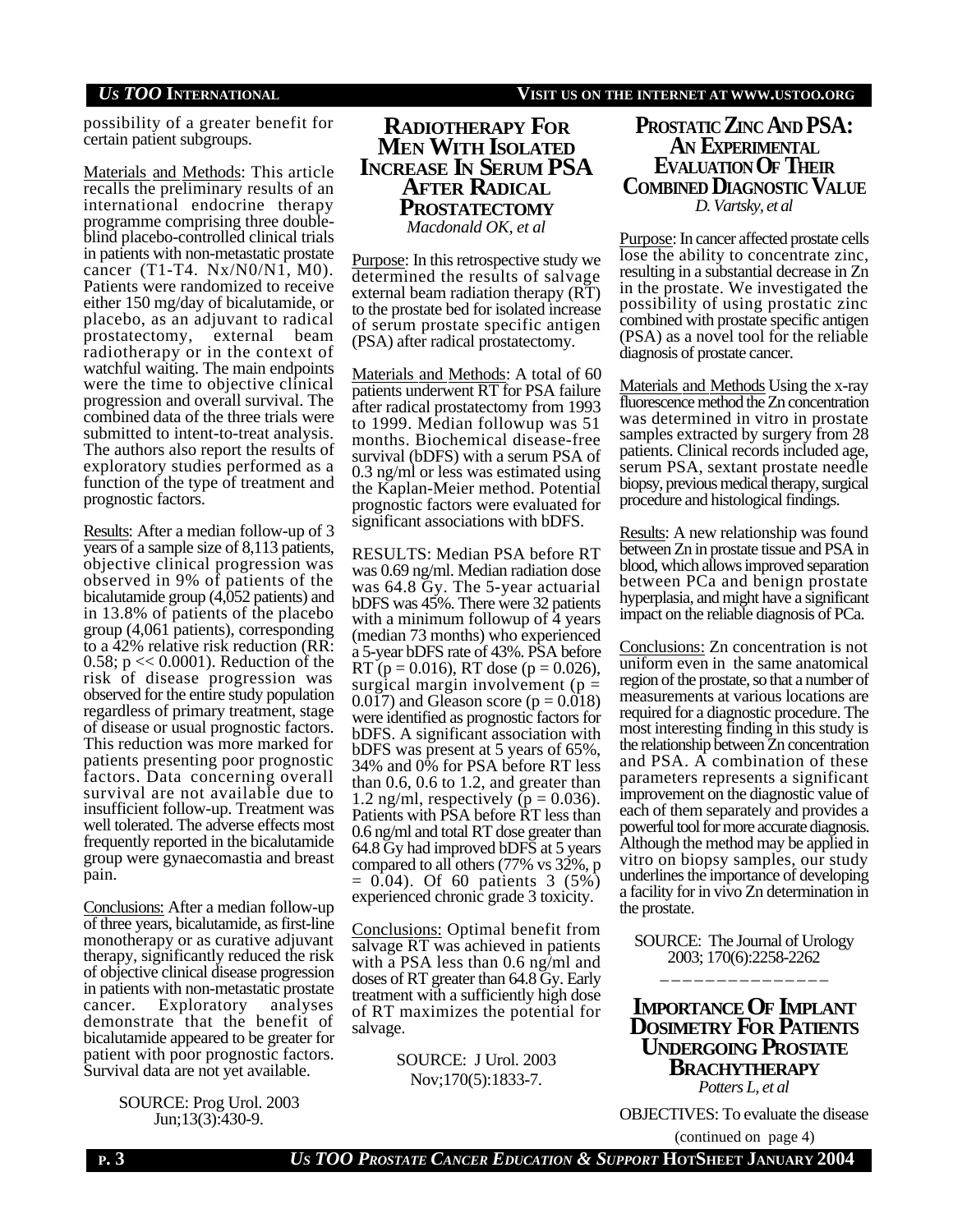possibility of a greater benefit for certain patient subgroups.

Materials and Methods: This article recalls the preliminary results of an international endocrine therapy programme comprising three double-blind placebo-controlled clinical trials in patients with non-metastatic prostate cancer (T1-T4. Nx/N0/N1, M0). Patients were randomized to receive either 150 mg/day of bicalutamide, or placebo, as an adjuvant to radical prostatectomy, external beam radiotherapy or in the context of watchful waiting. The main endpoints were the time to objective clinical progression and overall survival. The combined data of the three trials were submitted to intent-to-treat analysis. The authors also report the results of exploratory studies performed as a function of the type of treatment and prognostic factors.

Results: After a median follow-up of 3 years of a sample size of 8,113 patients, objective clinical progression was observed in 9% of patients of the bicalutamide group (4,052 patients) and in 13.8% of patients of the placebo group (4,061 patients), corresponding to a 42% relative risk reduction (RR: 0.58; $p << 0.0001$). Reduction of the risk of disease progression was observed for the entire study population regardless of primary treatment, stage of disease or usual prognostic factors. This reduction was more marked for patients presenting poor prognostic factors. Data concerning overall survival are not available due to insufficient follow-up. Treatment was well tolerated. The adverse effects most frequently reported in the bicalutamide group were gynaecomastia and breast pain.

Conclusions: After a median follow-up of three years, bicalutamide, as first-line monotherapy or as curative adjuvant therapy, significantly reduced the risk of objective clinical disease progression in patients with non-metastatic prostate cancer. Exploratory analyses demonstrate that the benefit of bicalutamide appeared to be greater for patient with poor prognostic factors. Survival data are not yet available.

SOURCE: Prog Urol. 2003 Jun;13(3):430-9.

## RADIOTHERAPY FOR MEN WITH ISOLATED INCREASE IN SERUM PSA AFTER RADICAL PROSTATECTOMY

*Macdonald OK, et al*

Purpose: In this retrospective study we determined the results of salvage external beam radiation therapy (RT) to the prostate bed for isolated increase of serum prostate specific antigen (PSA) after radical prostatectomy.

Materials and Methods: A total of 60 patients underwent RT for PSA failure after radical prostatectomy from 1993 to 1999. Median followup was 51 months. Biochemical disease-free survival (bDFS) with a serum PSA of 0.3 ng/ml or less was estimated using the Kaplan-Meier method. Potential prognostic factors were evaluated for significant associations with bDFS.

RESULTS: Median PSA before RT was 0.69 ng/ml. Median radiation dose was 64.8 Gy. The 5-year actuarial bDFS was 45%. There were 32 patients with a minimum followup of 4 years (median 73 months) who experienced a 5-year bDFS rate of 43%. PSA before RT ($p = 0.016$), RT dose ($p = 0.026$), surgical margin involvement ($p = 0.017$) and Gleason score ($p = 0.018$) were identified as prognostic factors for bDFS. A significant association with bDFS was present at 5 years of 65%, 34% and 0% for PSA before RT less than 0.6, 0.6 to 1.2, and greater than 1.2 ng/ml, respectively ($p = 0.036$). Patients with PSA before RT less than 0.6 ng/ml and total RT dose greater than 64.8 Gy had improved bDFS at 5 years compared to all others (77% vs 32%, $p = 0.04$). Of 60 patients 3 (5%) experienced chronic grade 3 toxicity.

Conclusions: Optimal benefit from salvage RT was achieved in patients with a PSA less than 0.6 ng/ml and doses of RT greater than 64.8 Gy. Early treatment with a sufficiently high dose of RT maximizes the potential for salvage.

SOURCE: J Urol. 2003 Nov;170(5):1833-7.

## PROSTATIC ZINC AND PSA: AN EXPERIMENTAL EVALUATION OF THEIR COMBINED DIAGNOSTIC VALUE

*D. Vartsky, et al*

Purpose: In cancer affected prostate cells lose the ability to concentrate zinc, resulting in a substantial decrease in Zn in the prostate. We investigated the possibility of using prostatic zinc combined with prostate specific antigen (PSA) as a novel tool for the reliable diagnosis of prostate cancer.

Materials and Methods Using the x-ray fluorescence method the Zn concentration was determined in vitro in prostate samples extracted by surgery from 28 patients. Clinical records included age, serum PSA, sextant prostate needle biopsy, previous medical therapy, surgical procedure and histological findings.

Results: A new relationship was found between Zn in prostate tissue and PSA in blood, which allows improved separation between PCa and benign prostate hyperplasia, and might have a significant impact on the reliable diagnosis of PCa.

Conclusions: Zn concentration is not uniform even in the same anatomical region of the prostate, so that a number of measurements at various locations are required for a diagnostic procedure. The most interesting finding in this study is the relationship between Zn concentration and PSA. A combination of these parameters represents a significant improvement on the diagnostic value of each of them separately and provides a powerful tool for more accurate diagnosis. Although the method may be applied in vitro on biopsy samples, our study underlines the importance of developing a facility for in vivo Zn determination in the prostate.

SOURCE: The Journal of Urology 2003; 170(6):2258-2262

---

## IMPORTANCE OF IMPLANT DOSIMETRY FOR PATIENTS UNDERGOING PROSTATE BRACHYTHERAPY

*Potters L, et al*

OBJECTIVES: To evaluate the disease

(continued on page 4)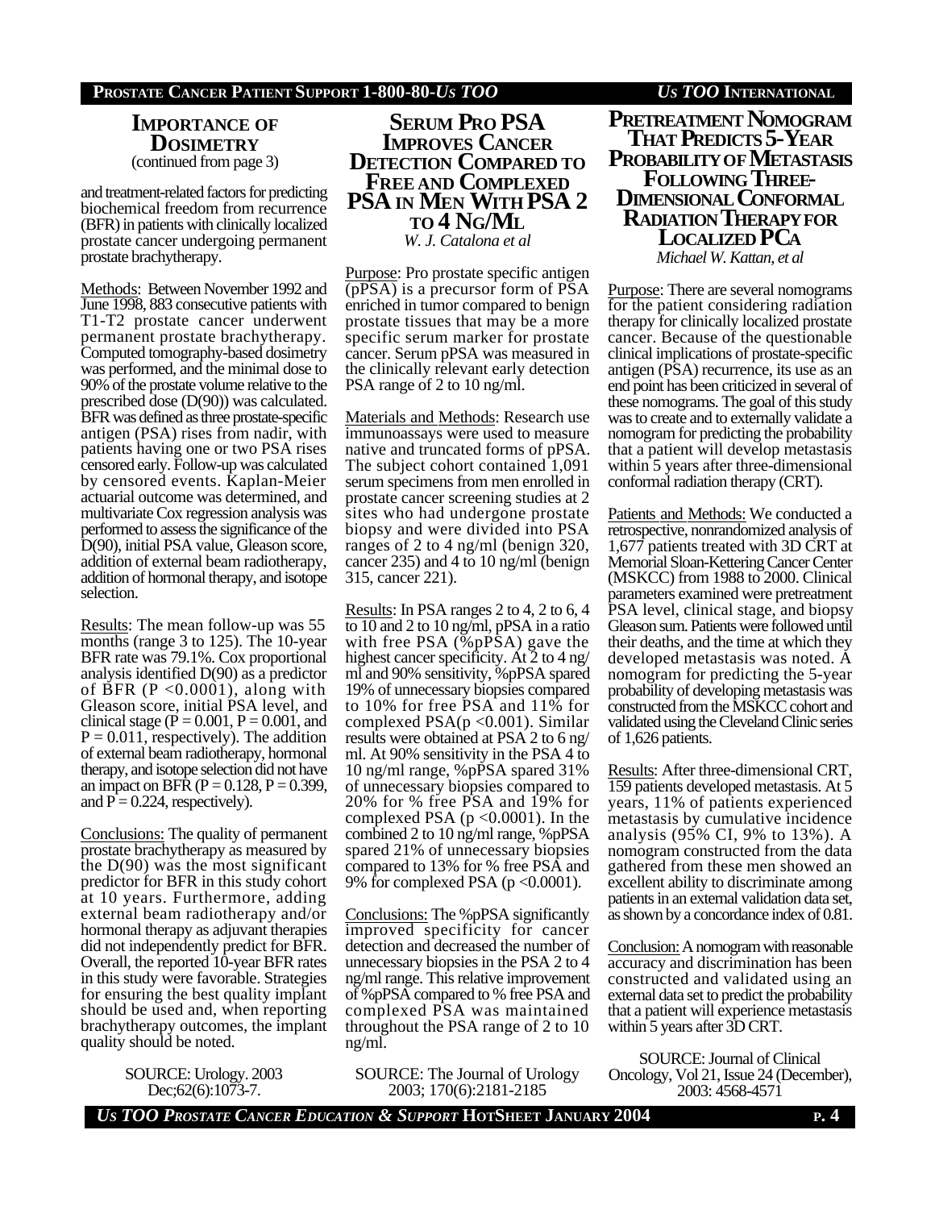## Importance of Dosimetry

(continued from page 3)

and treatment-related factors for predicting biochemical freedom from recurrence (BFR) in patients with clinically localized prostate cancer undergoing permanent prostate brachytherapy.

Methods: Between November 1992 and June 1998, 883 consecutive patients with T1-T2 prostate cancer underwent permanent prostate brachytherapy. Computed tomography-based dosimetry was performed, and the minimal dose to 90% of the prostate volume relative to the prescribed dose (D(90)) was calculated. BFR was defined as three prostate-specific antigen (PSA) rises from nadir, with patients having one or two PSA rises censored early. Follow-up was calculated by censored events. Kaplan-Meier actuarial outcome was determined, and multivariate Cox regression analysis was performed to assess the significance of the D(90), initial PSA value, Gleason score, addition of external beam radiotherapy, addition of hormonal therapy, and isotope selection.

Results: The mean follow-up was 55 months (range 3 to 125). The 10-year BFR rate was 79.1%. Cox proportional analysis identified D(90) as a predictor of BFR ($P < 0.0001$), along with Gleason score, initial PSA level, and clinical stage ($P = 0.001$, $P = 0.001$, and $P = 0.011$, respectively). The addition of external beam radiotherapy, hormonal therapy, and isotope selection did not have an impact on BFR ($P = 0.128$, $P = 0.399$, and $P = 0.224$, respectively).

Conclusions: The quality of permanent prostate brachytherapy as measured by the D(90) was the most significant predictor for BFR in this study cohort at 10 years. Furthermore, adding external beam radiotherapy and/or hormonal therapy as adjuvant therapies did not independently predict for BFR. Overall, the reported 10-year BFR rates in this study were favorable. Strategies for ensuring the best quality implant should be used and, when reporting brachytherapy outcomes, the implant quality should be noted.

SOURCE: Urology. 2003 Dec;62(6):1073-7.

## Serum Pro PSA Improves Cancer Detection Compared to Free and Complexed PSA in Men With PSA 2 to 4 Ng/Ml

*W. J. Catalona et al*

Purpose: Pro prostate specific antigen (pPSA) is a precursor form of PSA enriched in tumor compared to benign prostate tissues that may be a more specific serum marker for prostate cancer. Serum pPSA was measured in the clinically relevant early detection PSA range of 2 to 10 ng/ml.

Materials and Methods: Research use immunoassays were used to measure native and truncated forms of pPSA. The subject cohort contained 1,091 serum specimens from men enrolled in prostate cancer screening studies at 2 sites who had undergone prostate biopsy and were divided into PSA ranges of 2 to 4 ng/ml (benign 320, cancer 235) and 4 to 10 ng/ml (benign 315, cancer 221).

Results: In PSA ranges 2 to 4, 2 to 6, 4 to 10 and 2 to 10 ng/ml, pPSA in a ratio with free PSA (%pPSA) gave the highest cancer specificity. At 2 to 4 ng/ml and 90% sensitivity, %pPSA spared 19% of unnecessary biopsies compared to 10% for free PSA and 11% for complexed PSA($p < 0.001$). Similar results were obtained at PSA 2 to 6 ng/ml. At 90% sensitivity in the PSA 4 to 10 ng/ml range, %pPSA spared 31% of unnecessary biopsies compared to 20% for % free PSA and 19% for complexed PSA ($p < 0.0001$). In the combined 2 to 10 ng/ml range, %pPSA spared 21% of unnecessary biopsies compared to 13% for % free PSA and 9% for complexed PSA ($p < 0.0001$).

Conclusions: The %pPSA significantly improved specificity for cancer detection and decreased the number of unnecessary biopsies in the PSA 2 to 4 ng/ml range. This relative improvement of %pPSA compared to % free PSA and complexed PSA was maintained throughout the PSA range of 2 to 10 ng/ml.

SOURCE: The Journal of Urology 2003; 170(6):2181-2185

## Pretreatment Nomogram That Predicts 5-Year Probability of Metastasis Following Three-Dimensional Conformal Radiation Therapy for Localized PCa

*Michael W. Kattan, et al*

Purpose: There are several nomograms for the patient considering radiation therapy for clinically localized prostate cancer. Because of the questionable clinical implications of prostate-specific antigen (PSA) recurrence, its use as an end point has been criticized in several of these nomograms. The goal of this study was to create and to externally validate a nomogram for predicting the probability that a patient will develop metastasis within 5 years after three-dimensional conformal radiation therapy (CRT).

Patients and Methods: We conducted a retrospective, nonrandomized analysis of 1,677 patients treated with 3D CRT at Memorial Sloan-Kettering Cancer Center (MSKCC) from 1988 to 2000. Clinical parameters examined were pretreatment PSA level, clinical stage, and biopsy Gleason sum. Patients were followed until their deaths, and the time at which they developed metastasis was noted. A nomogram for predicting the 5-year probability of developing metastasis was constructed from the MSKCC cohort and validated using the Cleveland Clinic series of 1,626 patients.

Results: After three-dimensional CRT, 159 patients developed metastasis. At 5 years, 11% of patients experienced metastasis by cumulative incidence analysis (95% CI, 9% to 13%). A nomogram constructed from the data gathered from these men showed an excellent ability to discriminate among patients in an external validation data set, as shown by a concordance index of 0.81.

Conclusion: A nomogram with reasonable accuracy and discrimination has been constructed and validated using an external data set to predict the probability that a patient will experience metastasis within 5 years after 3D CRT.

SOURCE: Journal of Clinical Oncology, Vol 21, Issue 24 (December), 2003: 4568-4571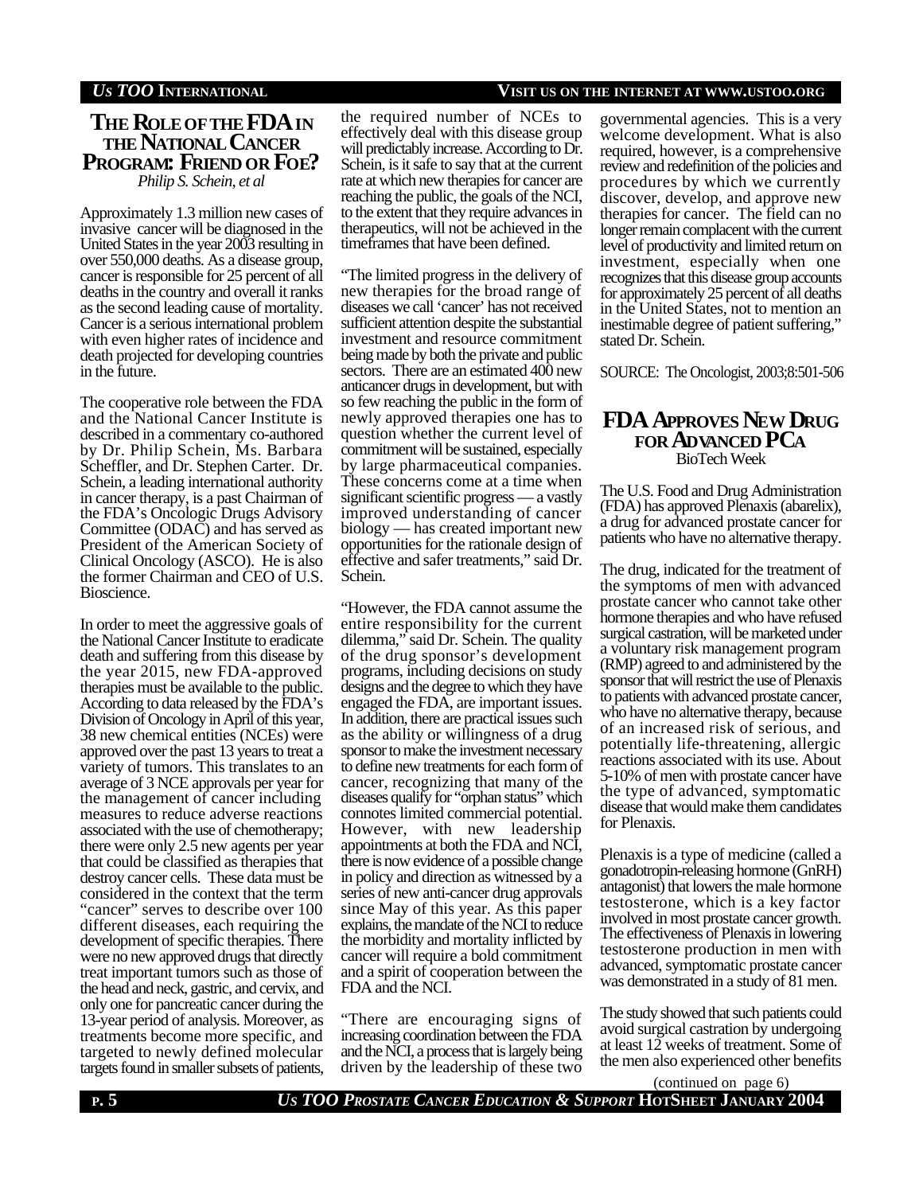## The Role of the FDA in the National Cancer Program: Friend or Foe?

*Philip S. Schein, et al*

Approximately 1.3 million new cases of invasive cancer will be diagnosed in the United States in the year 2003 resulting in over 550,000 deaths. As a disease group, cancer is responsible for 25 percent of all deaths in the country and overall it ranks as the second leading cause of mortality. Cancer is a serious international problem with even higher rates of incidence and death projected for developing countries in the future.

The cooperative role between the FDA and the National Cancer Institute is described in a commentary co-authored by Dr. Philip Schein, Ms. Barbara Scheffler, and Dr. Stephen Carter. Dr. Schein, a leading international authority in cancer therapy, is a past Chairman of the FDA's Oncologic Drugs Advisory Committee (ODAC) and has served as President of the American Society of Clinical Oncology (ASCO). He is also the former Chairman and CEO of U.S. Bioscience.

In order to meet the aggressive goals of the National Cancer Institute to eradicate death and suffering from this disease by the year 2015, new FDA-approved therapies must be available to the public. According to data released by the FDA's Division of Oncology in April of this year, 38 new chemical entities (NCEs) were approved over the past 13 years to treat a variety of tumors. This translates to an average of 3 NCE approvals per year for the management of cancer including measures to reduce adverse reactions associated with the use of chemotherapy; there were only 2.5 new agents per year that could be classified as therapies that destroy cancer cells. These data must be considered in the context that the term "cancer" serves to describe over 100 different diseases, each requiring the development of specific therapies. There were no new approved drugs that directly treat important tumors such as those of the head and neck, gastric, and cervix, and only one for pancreatic cancer during the 13-year period of analysis. Moreover, as treatments become more specific, and targeted to newly defined molecular targets found in smaller subsets of patients, the required number of NCEs to effectively deal with this disease group will predictably increase. According to Dr. Schein, is it safe to say that at the current rate at which new therapies for cancer are reaching the public, the goals of the NCI, to the extent that they require advances in therapeutics, will not be achieved in the timeframes that have been defined.

"The limited progress in the delivery of new therapies for the broad range of diseases we call 'cancer' has not received sufficient attention despite the substantial investment and resource commitment being made by both the private and public sectors. There are an estimated 400 new anticancer drugs in development, but with so few reaching the public in the form of newly approved therapies one has to question whether the current level of commitment will be sustained, especially by large pharmaceutical companies. These concerns come at a time when significant scientific progress — a vastly improved understanding of cancer biology — has created important new opportunities for the rationale design of effective and safer treatments," said Dr. Schein.

"However, the FDA cannot assume the entire responsibility for the current dilemma," said Dr. Schein. The quality of the drug sponsor's development programs, including decisions on study designs and the degree to which they have engaged the FDA, are important issues. In addition, there are practical issues such as the ability or willingness of a drug sponsor to make the investment necessary to define new treatments for each form of cancer, recognizing that many of the diseases qualify for "orphan status" which connotes limited commercial potential. However, with new leadership appointments at both the FDA and NCI, there is now evidence of a possible change in policy and direction as witnessed by a series of new anti-cancer drug approvals since May of this year. As this paper explains, the mandate of the NCI to reduce the morbidity and mortality inflicted by cancer will require a bold commitment and a spirit of cooperation between the FDA and the NCI.

"There are encouraging signs of increasing coordination between the FDA and the NCI, a process that is largely being driven by the leadership of these two governmental agencies. This is a very welcome development. What is also required, however, is a comprehensive review and redefinition of the policies and procedures by which we currently discover, develop, and approve new therapies for cancer. The field can no longer remain complacent with the current level of productivity and limited return on investment, especially when one recognizes that this disease group accounts for approximately 25 percent of all deaths in the United States, not to mention an inestimable degree of patient suffering," stated Dr. Schein.

SOURCE: The Oncologist, 2003;8:501-506

## FDA Approves New Drug for Advanced PCa

BioTech Week

The U.S. Food and Drug Administration (FDA) has approved Plenaxis (abarelix), a drug for advanced prostate cancer for patients who have no alternative therapy.

The drug, indicated for the treatment of the symptoms of men with advanced prostate cancer who cannot take other hormone therapies and who have refused surgical castration, will be marketed under a voluntary risk management program (RMP) agreed to and administered by the sponsor that will restrict the use of Plenaxis to patients with advanced prostate cancer, who have no alternative therapy, because of an increased risk of serious, and potentially life-threatening, allergic reactions associated with its use. About 5-10% of men with prostate cancer have the type of advanced, symptomatic disease that would make them candidates for Plenaxis.

Plenaxis is a type of medicine (called a gonadotropin-releasing hormone (GnRH) antagonist) that lowers the male hormone testosterone, which is a key factor involved in most prostate cancer growth. The effectiveness of Plenaxis in lowering testosterone production in men with advanced, symptomatic prostate cancer was demonstrated in a study of 81 men.

The study showed that such patients could avoid surgical castration by undergoing at least 12 weeks of treatment. Some of the men also experienced other benefits

(continued on page 6)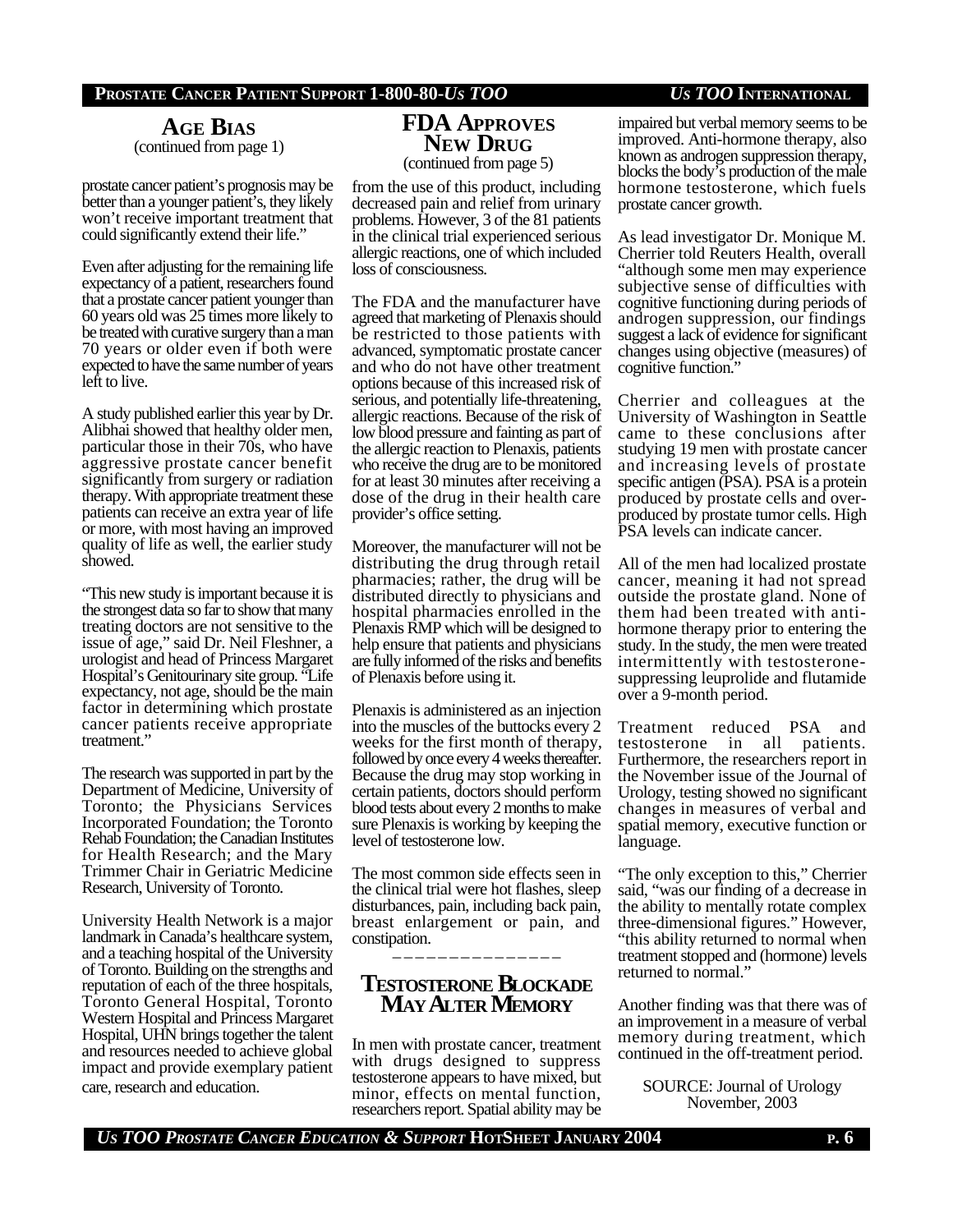## AGE BIAS

(continued from page 1)

prostate cancer patient's prognosis may be better than a younger patient's, they likely won't receive important treatment that could significantly extend their life."

Even after adjusting for the remaining life expectancy of a patient, researchers found that a prostate cancer patient younger than 60 years old was 25 times more likely to be treated with curative surgery than a man 70 years or older even if both were expected to have the same number of years left to live.

A study published earlier this year by Dr. Alibhai showed that healthy older men, particular those in their 70s, who have aggressive prostate cancer benefit significantly from surgery or radiation therapy. With appropriate treatment these patients can receive an extra year of life or more, with most having an improved quality of life as well, the earlier study showed.

"This new study is important because it is the strongest data so far to show that many treating doctors are not sensitive to the issue of age," said Dr. Neil Fleshner, a urologist and head of Princess Margaret Hospital's Genitourinary site group. "Life expectancy, not age, should be the main factor in determining which prostate cancer patients receive appropriate treatment."

The research was supported in part by the Department of Medicine, University of Toronto; the Physicians Services Incorporated Foundation; the Toronto Rehab Foundation; the Canadian Institutes for Health Research; and the Mary Trimmer Chair in Geriatric Medicine Research, University of Toronto.

University Health Network is a major landmark in Canada's healthcare system, and a teaching hospital of the University of Toronto. Building on the strengths and reputation of each of the three hospitals, Toronto General Hospital, Toronto Western Hospital and Princess Margaret Hospital, UHN brings together the talent and resources needed to achieve global impact and provide exemplary patient care, research and education.

## FDA APPROVES NEW DRUG

(continued from page 5)

from the use of this product, including decreased pain and relief from urinary problems. However, 3 of the 81 patients in the clinical trial experienced serious allergic reactions, one of which included loss of consciousness.

The FDA and the manufacturer have agreed that marketing of Plenaxis should be restricted to those patients with advanced, symptomatic prostate cancer and who do not have other treatment options because of this increased risk of serious, and potentially life-threatening, allergic reactions. Because of the risk of low blood pressure and fainting as part of the allergic reaction to Plenaxis, patients who receive the drug are to be monitored for at least 30 minutes after receiving a dose of the drug in their health care provider's office setting.

Moreover, the manufacturer will not be distributing the drug through retail pharmacies; rather, the drug will be distributed directly to physicians and hospital pharmacies enrolled in the Plenaxis RMP which will be designed to help ensure that patients and physicians are fully informed of the risks and benefits of Plenaxis before using it.

Plenaxis is administered as an injection into the muscles of the buttocks every 2 weeks for the first month of therapy, followed by once every 4 weeks thereafter. Because the drug may stop working in certain patients, doctors should perform blood tests about every 2 months to make sure Plenaxis is working by keeping the level of testosterone low.

The most common side effects seen in the clinical trial were hot flashes, sleep disturbances, pain, including back pain, breast enlargement or pain, and constipation.

---

## TESTOSTERONE BLOCKADE MAY ALTER MEMORY

In men with prostate cancer, treatment with drugs designed to suppress testosterone appears to have mixed, but minor, effects on mental function, researchers report. Spatial ability may be impaired but verbal memory seems to be improved. Anti-hormone therapy, also known as androgen suppression therapy, blocks the body's production of the male hormone testosterone, which fuels prostate cancer growth.

As lead investigator Dr. Monique M. Cherrier told Reuters Health, overall "although some men may experience subjective sense of difficulties with cognitive functioning during periods of androgen suppression, our findings suggest a lack of evidence for significant changes using objective (measures) of cognitive function."

Cherrier and colleagues at the University of Washington in Seattle came to these conclusions after studying 19 men with prostate cancer and increasing levels of prostate specific antigen (PSA). PSA is a protein produced by prostate cells and over-produced by prostate tumor cells. High PSA levels can indicate cancer.

All of the men had localized prostate cancer, meaning it had not spread outside the prostate gland. None of them had been treated with anti-hormone therapy prior to entering the study. In the study, the men were treated intermittently with testosterone-suppressing leuprolide and flutamide over a 9-month period.

Treatment reduced PSA and testosterone in all patients. Furthermore, the researchers report in the November issue of the Journal of Urology, testing showed no significant changes in measures of verbal and spatial memory, executive function or language.

"The only exception to this," Cherrier said, "was our finding of a decrease in the ability to mentally rotate complex three-dimensional figures." However, "this ability returned to normal when treatment stopped and (hormone) levels returned to normal."

Another finding was that there was of an improvement in a measure of verbal memory during treatment, which continued in the off-treatment period.

SOURCE: Journal of Urology November, 2003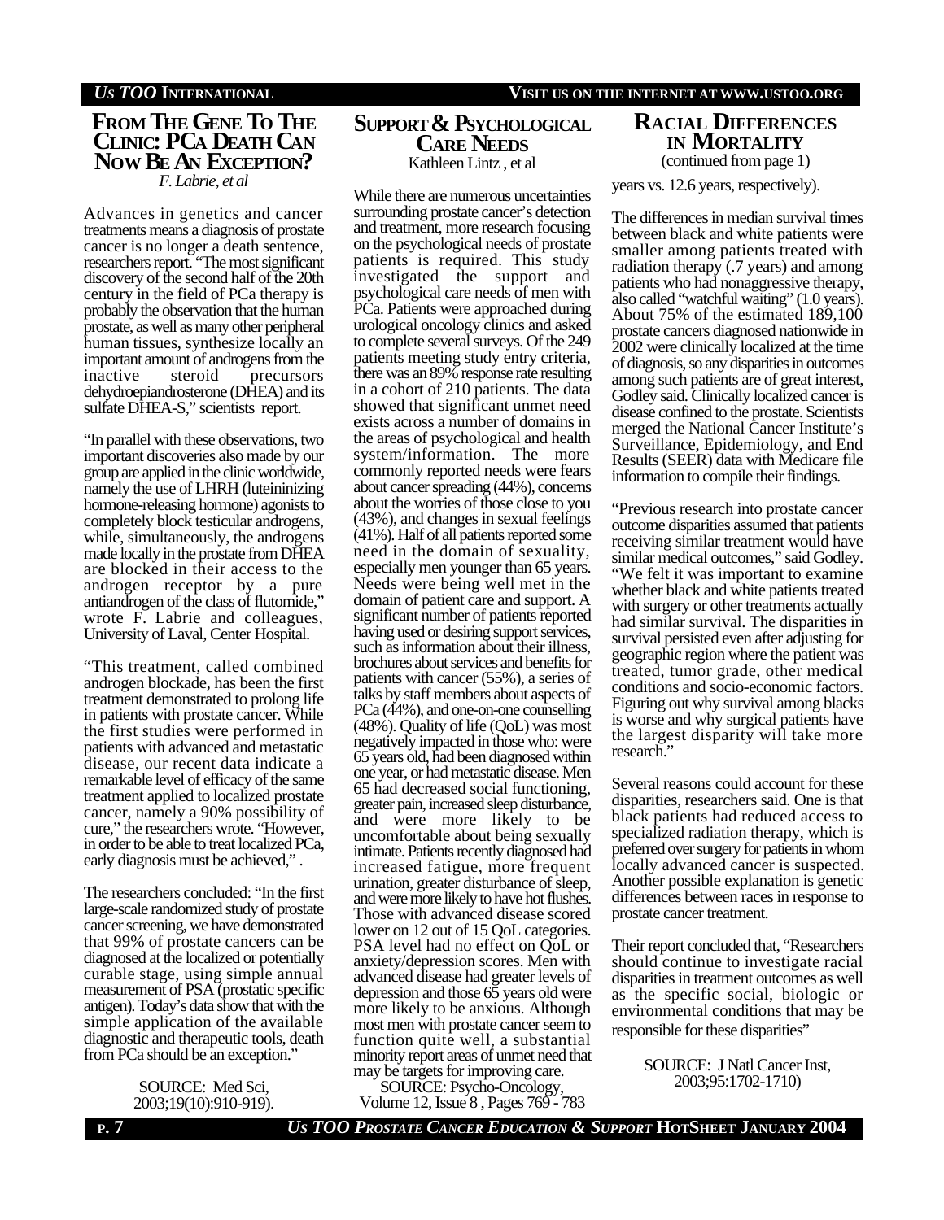## FROM THE GENE TO THE CLINIC: PCA DEATH CAN NOW BE AN EXCEPTION?

*F. Labrie, et al*

Advances in genetics and cancer treatments means a diagnosis of prostate cancer is no longer a death sentence, researchers report. "The most significant discovery of the second half of the 20th century in the field of PCa therapy is probably the observation that the human prostate, as well as many other peripheral human tissues, synthesize locally an important amount of androgens from the inactive steroid precursors dehydroepiandrosterone (DHEA) and its sulfate DHEA-S," scientists report.

"In parallel with these observations, two important discoveries also made by our group are applied in the clinic worldwide, namely the use of LHRH (luteininizing hormone-releasing hormone) agonists to completely block testicular androgens, while, simultaneously, the androgens made locally in the prostate from DHEA are blocked in their access to the androgen receptor by a pure antiandrogen of the class of flutomide," wrote F. Labrie and colleagues, University of Laval, Center Hospital.

"This treatment, called combined androgen blockade, has been the first treatment demonstrated to prolong life in patients with prostate cancer. While the first studies were performed in patients with advanced and metastatic disease, our recent data indicate a remarkable level of efficacy of the same treatment applied to localized prostate cancer, namely a 90% possibility of cure," the researchers wrote. "However, in order to be able to treat localized PCa, early diagnosis must be achieved," .

The researchers concluded: "In the first large-scale randomized study of prostate cancer screening, we have demonstrated that 99% of prostate cancers can be diagnosed at the localized or potentially curable stage, using simple annual measurement of PSA (prostatic specific antigen). Today's data show that with the simple application of the available diagnostic and therapeutic tools, death from PCa should be an exception."

SOURCE: Med Sci, 2003;19(10):910-919).

## SUPPORT & PSYCHOLOGICAL CARE NEEDS

Kathleen Lintz , et al

While there are numerous uncertainties surrounding prostate cancer's detection and treatment, more research focusing on the psychological needs of prostate patients is required. This study investigated the support and psychological care needs of men with PCa. Patients were approached during urological oncology clinics and asked to complete several surveys. Of the 249 patients meeting study entry criteria, there was an 89% response rate resulting in a cohort of 210 patients. The data showed that significant unmet need exists across a number of domains in the areas of psychological and health system/information. The more commonly reported needs were fears about cancer spreading (44%), concerns about the worries of those close to you (43%), and changes in sexual feelings (41%). Half of all patients reported some need in the domain of sexuality, especially men younger than 65 years. Needs were being well met in the domain of patient care and support. A significant number of patients reported having used or desiring support services, such as information about their illness, brochures about services and benefits for patients with cancer (55%), a series of talks by staff members about aspects of PCa (44%), and one-on-one counselling (48%). Quality of life (QoL) was most negatively impacted in those who: were 65 years old, had been diagnosed within one year, or had metastatic disease. Men 65 had decreased social functioning, greater pain, increased sleep disturbance, and were more likely to be uncomfortable about being sexually intimate. Patients recently diagnosed had increased fatigue, more frequent urination, greater disturbance of sleep, and were more likely to have hot flushes. Those with advanced disease scored lower on 12 out of 15 QoL categories. PSA level had no effect on QoL or anxiety/depression scores. Men with advanced disease had greater levels of depression and those 65 years old were more likely to be anxious. Although most men with prostate cancer seem to function quite well, a substantial minority report areas of unmet need that may be targets for improving care.

SOURCE: Psycho-Oncology, Volume 12, Issue 8 , Pages 769 - 783

## RACIAL DIFFERENCES IN MORTALITY

(continued from page 1)

years vs. 12.6 years, respectively).

The differences in median survival times between black and white patients were smaller among patients treated with radiation therapy (.7 years) and among patients who had nonaggressive therapy, also called "watchful waiting" (1.0 years). About 75% of the estimated 189,100 prostate cancers diagnosed nationwide in 2002 were clinically localized at the time of diagnosis, so any disparities in outcomes among such patients are of great interest, Godley said. Clinically localized cancer is disease confined to the prostate. Scientists merged the National Cancer Institute's Surveillance, Epidemiology, and End Results (SEER) data with Medicare file information to compile their findings.

"Previous research into prostate cancer outcome disparities assumed that patients receiving similar treatment would have similar medical outcomes," said Godley. "We felt it was important to examine whether black and white patients treated with surgery or other treatments actually had similar survival. The disparities in survival persisted even after adjusting for geographic region where the patient was treated, tumor grade, other medical conditions and socio-economic factors. Figuring out why survival among blacks is worse and why surgical patients have the largest disparity will take more research."

Several reasons could account for these disparities, researchers said. One is that black patients had reduced access to specialized radiation therapy, which is preferred over surgery for patients in whom locally advanced cancer is suspected. Another possible explanation is genetic differences between races in response to prostate cancer treatment.

Their report concluded that, "Researchers should continue to investigate racial disparities in treatment outcomes as well as the specific social, biologic or environmental conditions that may be responsible for these disparities"

SOURCE: J Natl Cancer Inst, 2003;95:1702-1710)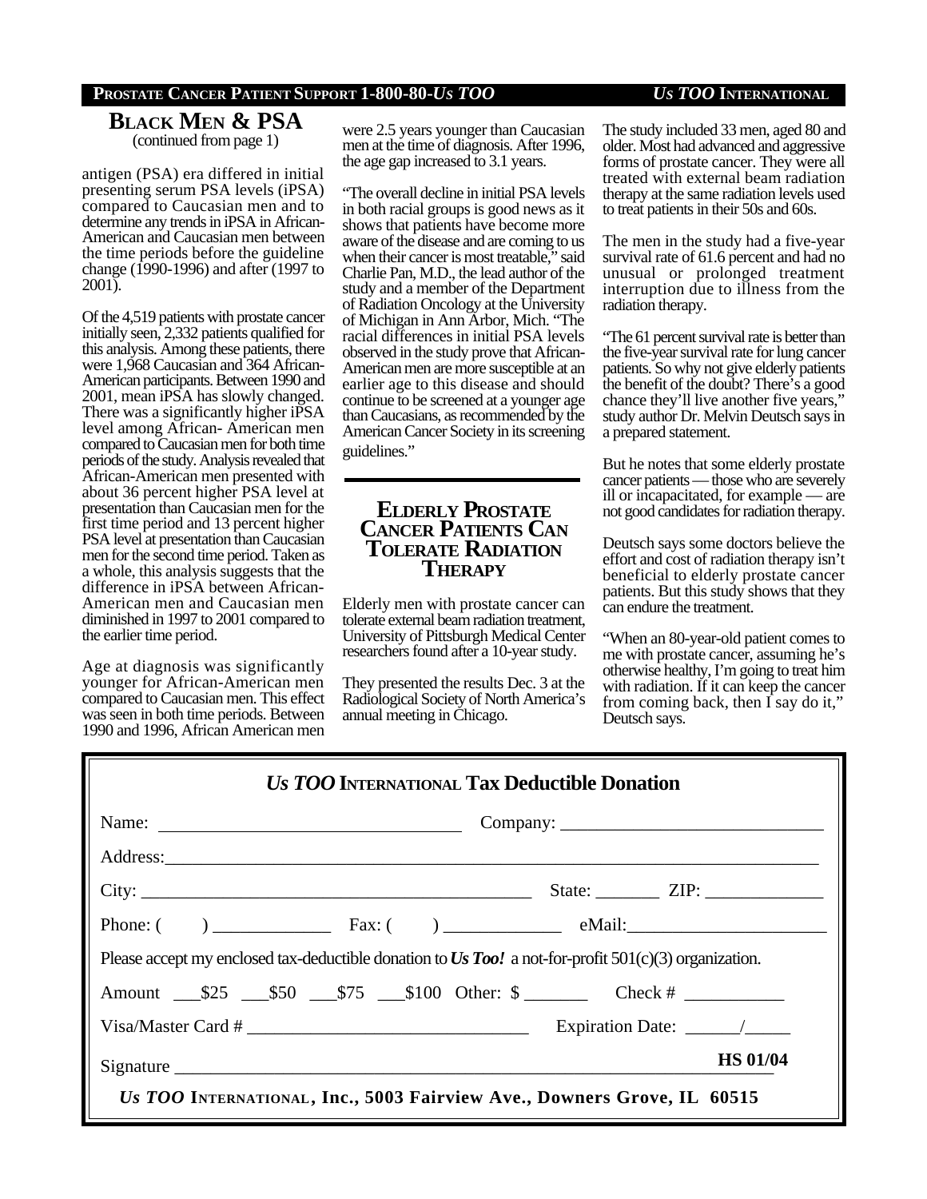## Black Men & PSA

(continued from page 1)

antigen (PSA) era differed in initial presenting serum PSA levels (iPSA) compared to Caucasian men and to determine any trends in iPSA in African-American and Caucasian men between the time periods before the guideline change (1990-1996) and after (1997 to 2001).

Of the 4,519 patients with prostate cancer initially seen, 2,332 patients qualified for this analysis. Among these patients, there were 1,968 Caucasian and 364 African-American participants. Between 1990 and 2001, mean iPSA has slowly changed. There was a significantly higher iPSA level among African- American men compared to Caucasian men for both time periods of the study. Analysis revealed that African-American men presented with about 36 percent higher PSA level at presentation than Caucasian men for the first time period and 13 percent higher PSA level at presentation than Caucasian men for the second time period. Taken as a whole, this analysis suggests that the difference in iPSA between African-American men and Caucasian men diminished in 1997 to 2001 compared to the earlier time period.

Age at diagnosis was significantly younger for African-American men compared to Caucasian men. This effect was seen in both time periods. Between 1990 and 1996, African American men were 2.5 years younger than Caucasian men at the time of diagnosis. After 1996, the age gap increased to 3.1 years.

"The overall decline in initial PSA levels in both racial groups is good news as it shows that patients have become more aware of the disease and are coming to us when their cancer is most treatable," said Charlie Pan, M.D., the lead author of the study and a member of the Department of Radiation Oncology at the University of Michigan in Ann Arbor, Mich. "The racial differences in initial PSA levels observed in the study prove that African-American men are more susceptible at an earlier age to this disease and should continue to be screened at a younger age than Caucasians, as recommended by the American Cancer Society in its screening guidelines."

## Elderly Prostate Cancer Patients Can Tolerate Radiation Therapy

Elderly men with prostate cancer can tolerate external beam radiation treatment, University of Pittsburgh Medical Center researchers found after a 10-year study.

They presented the results Dec. 3 at the Radiological Society of North America's annual meeting in Chicago.

The study included 33 men, aged 80 and older. Most had advanced and aggressive forms of prostate cancer. They were all treated with external beam radiation therapy at the same radiation levels used to treat patients in their 50s and 60s.

The men in the study had a five-year survival rate of 61.6 percent and had no unusual or prolonged treatment interruption due to illness from the radiation therapy.

"The 61 percent survival rate is better than the five-year survival rate for lung cancer patients. So why not give elderly patients the benefit of the doubt? There's a good chance they'll live another five years," study author Dr. Melvin Deutsch says in a prepared statement.

But he notes that some elderly prostate cancer patients — those who are severely ill or incapacitated, for example — are not good candidates for radiation therapy.

Deutsch says some doctors believe the effort and cost of radiation therapy isn't beneficial to elderly prostate cancer patients. But this study shows that they can endure the treatment.

"When an 80-year-old patient comes to me with prostate cancer, assuming he's otherwise healthy, I'm going to treat him with radiation. If it can keep the cancer from coming back, then I say do it," Deutsch says.

---

### *Us TOO* International Tax Deductible Donation

Name: ______________________________ Company: ______________________________

Address: ____________________________________________________________

City: ________________________________________ State: _______ ZIP: _____________

Phone: ( ) _____________ Fax: ( ) _____________ eMail: ______________________

Please accept my enclosed tax-deductible donation to ***Us Too!*** a not-for-profit 501(c)(3) organization.

Amount ___$25 ___$50 ___$75 ___$100 Other: $ _______ Check # ___________

Visa/Master Card # ______________________________ Expiration Date: ______/_____

Signature ____________________________________________________________

**HS 01/04**

***Us TOO* International, Inc., 5003 Fairview Ave., Downers Grove, IL 60515**